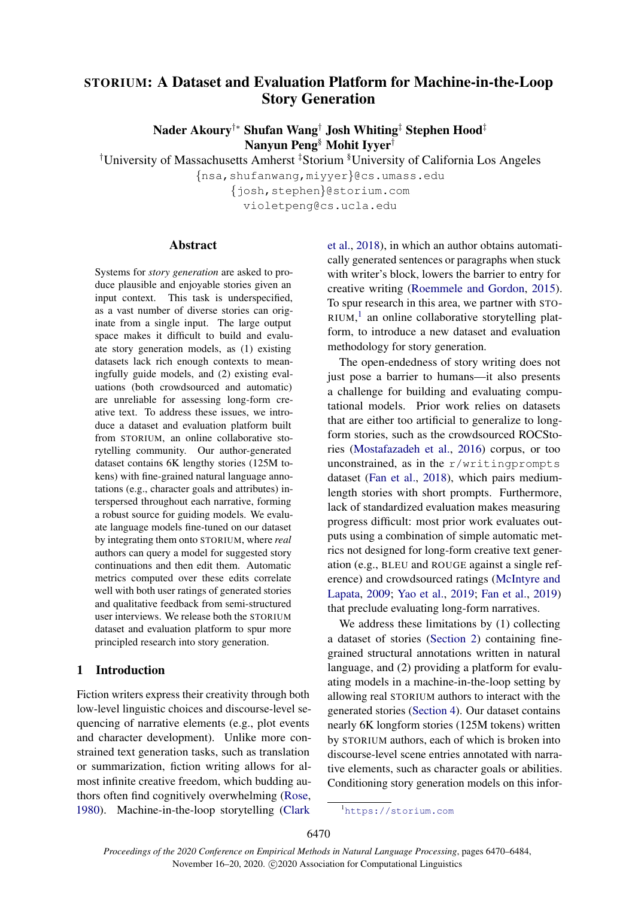# STORIUM: A Dataset and Evaluation Platform for Machine-in-the-Loop Story Generation

**Nader Akoury**[†*] **Shufan Wang**[†] **Josh Whiting**[‡] **Stephen Hood**[‡]
**Nanyun Peng**[§] **Mohit Iyyer**[†]

[†]University of Massachusetts Amherst [‡]Storium [§]University of California Los Angeles

{nsa,shufanwang,miyyer}@cs.umass.edu
{josh,stephen}@storium.com
violetpeng@cs.ucla.edu

## Abstract

Systems for *story generation* are asked to produce plausible and enjoyable stories given an input context. This task is underspecified, as a vast number of diverse stories can originate from a single input. The large output space makes it difficult to build and evaluate story generation models, as (1) existing datasets lack rich enough contexts to meaningfully guide models, and (2) existing evaluations (both crowdsourced and automatic) are unreliable for assessing long-form creative text. To address these issues, we introduce a dataset and evaluation platform built from STORIUM, an online collaborative storytelling community. Our author-generated dataset contains 6K lengthy stories (125M tokens) with fine-grained natural language annotations (e.g., character goals and attributes) interspersed throughout each narrative, forming a robust source for guiding models. We evaluate language models fine-tuned on our dataset by integrating them onto STORIUM, where *real* authors can query a model for suggested story continuations and then edit them. Automatic metrics computed over these edits correlate well with both user ratings of generated stories and qualitative feedback from semi-structured user interviews. We release both the STORIUM dataset and evaluation platform to spur more principled research into story generation.

## 1 Introduction

Fiction writers express their creativity through both low-level linguistic choices and discourse-level sequencing of narrative elements (e.g., plot events and character development). Unlike more constrained text generation tasks, such as translation or summarization, fiction writing allows for almost infinite creative freedom, which budding authors often find cognitively overwhelming (Rose, 1980). Machine-in-the-loop storytelling (Clark et al., 2018), in which an author obtains automatically generated sentences or paragraphs when stuck with writer's block, lowers the barrier to entry for creative writing (Roemmele and Gordon, 2015). To spur research in this area, we partner with STORIUM,[1] an online collaborative storytelling platform, to introduce a new dataset and evaluation methodology for story generation.

The open-endedness of story writing does not just pose a barrier to humans—it also presents a challenge for building and evaluating computational models. Prior work relies on datasets that are either too artificial to generalize to long-form stories, such as the crowdsourced ROCStories (Mostafazadeh et al., 2016) corpus, or too unconstrained, as in the r/writingprompts dataset (Fan et al., 2018), which pairs medium-length stories with short prompts. Furthermore, lack of standardized evaluation makes measuring progress difficult: most prior work evaluates outputs using a combination of simple automatic metrics not designed for long-form creative text generation (e.g., BLEU and ROUGE against a single reference) and crowdsourced ratings (McIntyre and Lapata, 2009; Yao et al., 2019; Fan et al., 2019) that preclude evaluating long-form narratives.

We address these limitations by (1) collecting a dataset of stories (Section 2) containing fine-grained structural annotations written in natural language, and (2) providing a platform for evaluating models in a machine-in-the-loop setting by allowing real STORIUM authors to interact with the generated stories (Section 4). Our dataset contains nearly 6K longform stories (125M tokens) written by STORIUM authors, each of which is broken into discourse-level scene entries annotated with narrative elements, such as character goals or abilities. Conditioning story generation models on this infor-

[1]https://storium.com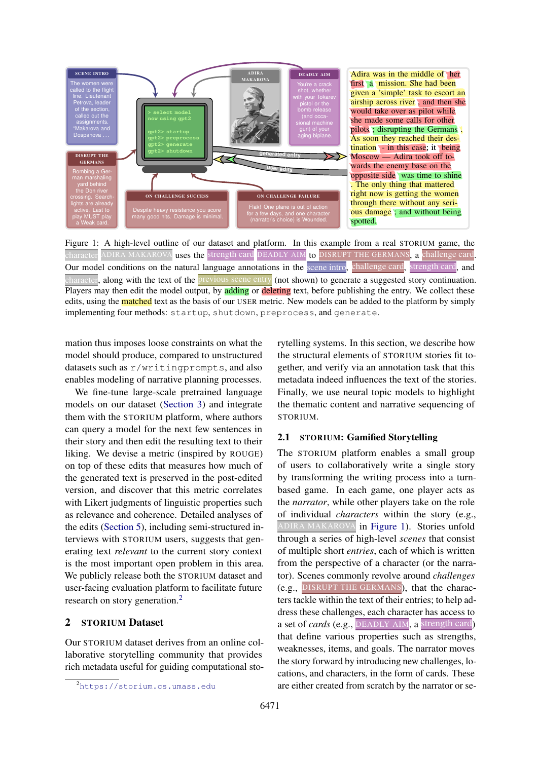Figure 1: A high-level outline of our dataset and platform. In this example from a real STORIUM game, the character ADIRA MAKAROVA uses the strength card DEADLY AIM to DISRUPT THE GERMANS, a challenge card. Our model conditions on the natural language annotations in the scene intro, challenge card, strength card, and character, along with the text of the previous scene entry (not shown) to generate a suggested story continuation. Players may then edit the model output, by adding or deleting text, before publishing the entry. We collect these edits, using the matched text as the basis of our USER metric. New models can be added to the platform by simply implementing four methods: `startup`, `shutdown`, `preprocess`, and `generate`.

mation thus imposes loose constraints on what the model should produce, compared to unstructured datasets such as `r/writingprompts`, and also enables modeling of narrative planning processes.

We fine-tune large-scale pretrained language models on our dataset (Section 3) and integrate them with the STORIUM platform, where authors can query a model for the next few sentences in their story and then edit the resulting text to their liking. We devise a metric (inspired by ROUGE) on top of these edits that measures how much of the generated text is preserved in the post-edited version, and discover that this metric correlates with Likert judgments of linguistic properties such as relevance and coherence. Detailed analyses of the edits (Section 5), including semi-structured interviews with STORIUM users, suggests that generating text *relevant* to the current story context is the most important open problem in this area. We publicly release both the STORIUM dataset and user-facing evaluation platform to facilitate future research on story generation.[2]

## 2 STORIUM Dataset

Our STORIUM dataset derives from an online collaborative storytelling community that provides rich metadata useful for guiding computational storytelling systems. In this section, we describe how the structural elements of STORIUM stories fit together, and verify via an annotation task that this metadata indeed influences the text of the stories. Finally, we use neural topic models to highlight the thematic content and narrative sequencing of STORIUM.

### 2.1 STORIUM: Gamified Storytelling

The STORIUM platform enables a small group of users to collaboratively write a single story by transforming the writing process into a turn-based game. In each game, one player acts as the *narrator*, while other players take on the role of individual *characters* within the story (e.g., ADIRA MAKAROVA in Figure 1). Stories unfold through a series of high-level *scenes* that consist of multiple short *entries*, each of which is written from the perspective of a character (or the narrator). Scenes commonly revolve around *challenges* (e.g., DISRUPT THE GERMANS), that the characters tackle within the text of their entries; to help address these challenges, each character has access to a set of *cards* (e.g., DEADLY AIM, a strength card) that define various properties such as strengths, weaknesses, items, and goals. The narrator moves the story forward by introducing new challenges, locations, and characters, in the form of cards. These are either created from scratch by the narrator or se-

[2] https://storium.cs.umass.edu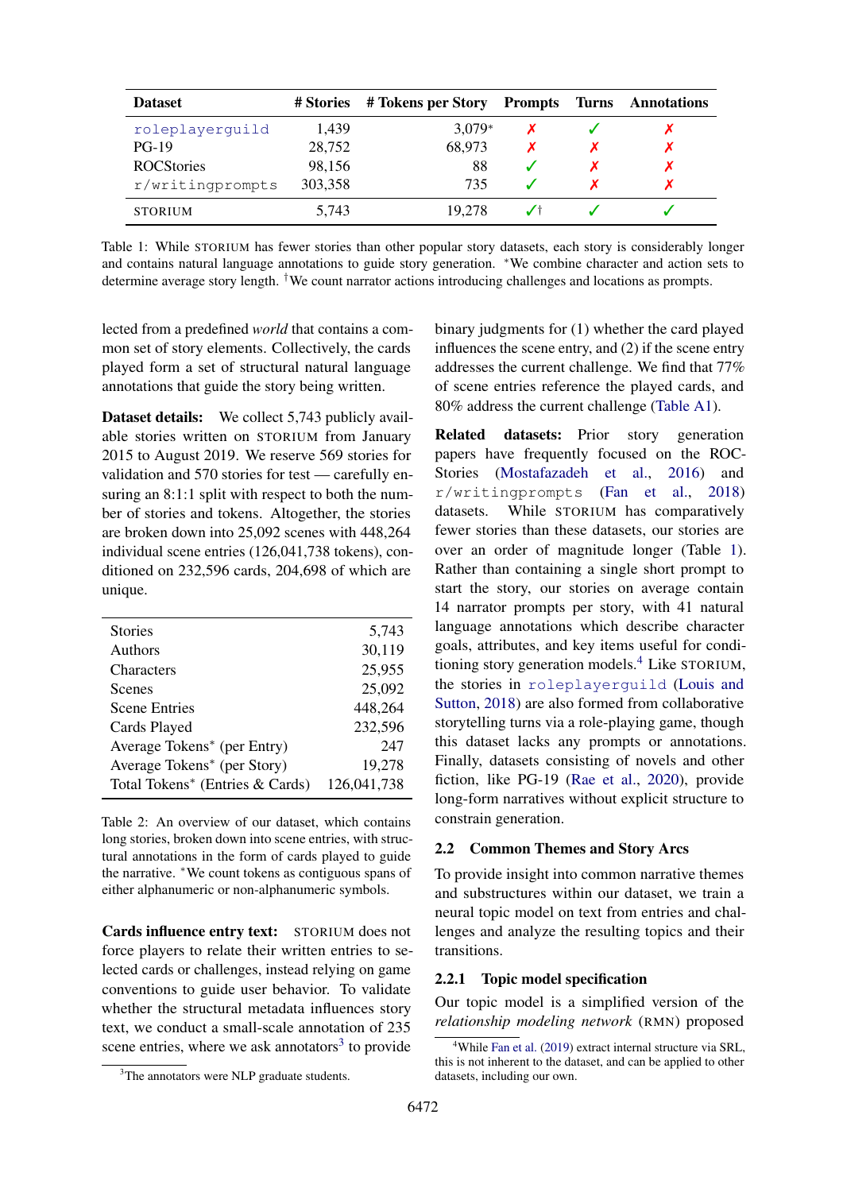| Dataset | # Stories | # Tokens per Story | Prompts | Turns | Annotations |
|---|---|---|---|---|---|
| `roleplayerguild` | 1,439 | 3,079* | ✗ | ✓ | ✗ |
| PG-19 | 28,752 | 68,973 | ✗ | ✗ | ✗ |
| ROCStories | 98,156 | 88 | ✓ | ✗ | ✗ |
| `r/writingprompts` | 303,358 | 735 | ✓ | ✗ | ✗ |
| STORIUM | 5,743 | 19,278 | ✓† | ✓ | ✓ |

Table 1: While STORIUM has fewer stories than other popular story datasets, each story is considerably longer and contains natural language annotations to guide story generation. *We combine character and action sets to determine average story length. †We count narrator actions introducing challenges and locations as prompts.

lected from a predefined *world* that contains a common set of story elements. Collectively, the cards played form a set of structural natural language annotations that guide the story being written.

**Dataset details:** We collect 5,743 publicly available stories written on STORIUM from January 2015 to August 2019. We reserve 569 stories for validation and 570 stories for test — carefully ensuring an 8:1:1 split with respect to both the number of stories and tokens. Altogether, the stories are broken down into 25,092 scenes with 448,264 individual scene entries (126,041,738 tokens), conditioned on 232,596 cards, 204,698 of which are unique.

| | |
|---|---|
| Stories | 5,743 |
| Authors | 30,119 |
| Characters | 25,955 |
| Scenes | 25,092 |
| Scene Entries | 448,264 |
| Cards Played | 232,596 |
| Average Tokens* (per Entry) | 247 |
| Average Tokens* (per Story) | 19,278 |
| Total Tokens* (Entries & Cards) | 126,041,738 |

Table 2: An overview of our dataset, which contains long stories, broken down into scene entries, with structural annotations in the form of cards played to guide the narrative. *We count tokens as contiguous spans of either alphanumeric or non-alphanumeric symbols.

**Cards influence entry text:** STORIUM does not force players to relate their written entries to selected cards or challenges, instead relying on game conventions to guide user behavior. To validate whether the structural metadata influences story text, we conduct a small-scale annotation of 235 scene entries, where we ask annotators[3] to provide binary judgments for (1) whether the card played influences the scene entry, and (2) if the scene entry addresses the current challenge. We find that 77% of scene entries reference the played cards, and 80% address the current challenge (Table A1).

[3]The annotators were NLP graduate students.

**Related datasets:** Prior story generation papers have frequently focused on the ROCStories (Mostafazadeh et al., 2016) and `r/writingprompts` (Fan et al., 2018) datasets. While STORIUM has comparatively fewer stories than these datasets, our stories are over an order of magnitude longer (Table 1). Rather than containing a single short prompt to start the story, our stories on average contain 14 narrator prompts per story, with 41 natural language annotations which describe character goals, attributes, and key items useful for conditioning story generation models.[4] Like STORIUM, the stories in `roleplayerguild` (Louis and Sutton, 2018) are also formed from collaborative storytelling turns via a role-playing game, though this dataset lacks any prompts or annotations. Finally, datasets consisting of novels and other fiction, like PG-19 (Rae et al., 2020), provide long-form narratives without explicit structure to constrain generation.

## 2.2 Common Themes and Story Arcs

To provide insight into common narrative themes and substructures within our dataset, we train a neural topic model on text from entries and challenges and analyze the resulting topics and their transitions.

### 2.2.1 Topic model specification

Our topic model is a simplified version of the *relationship modeling network* (RMN) proposed

[4]While Fan et al. (2019) extract internal structure via SRL, this is not inherent to the dataset, and can be applied to other datasets, including our own.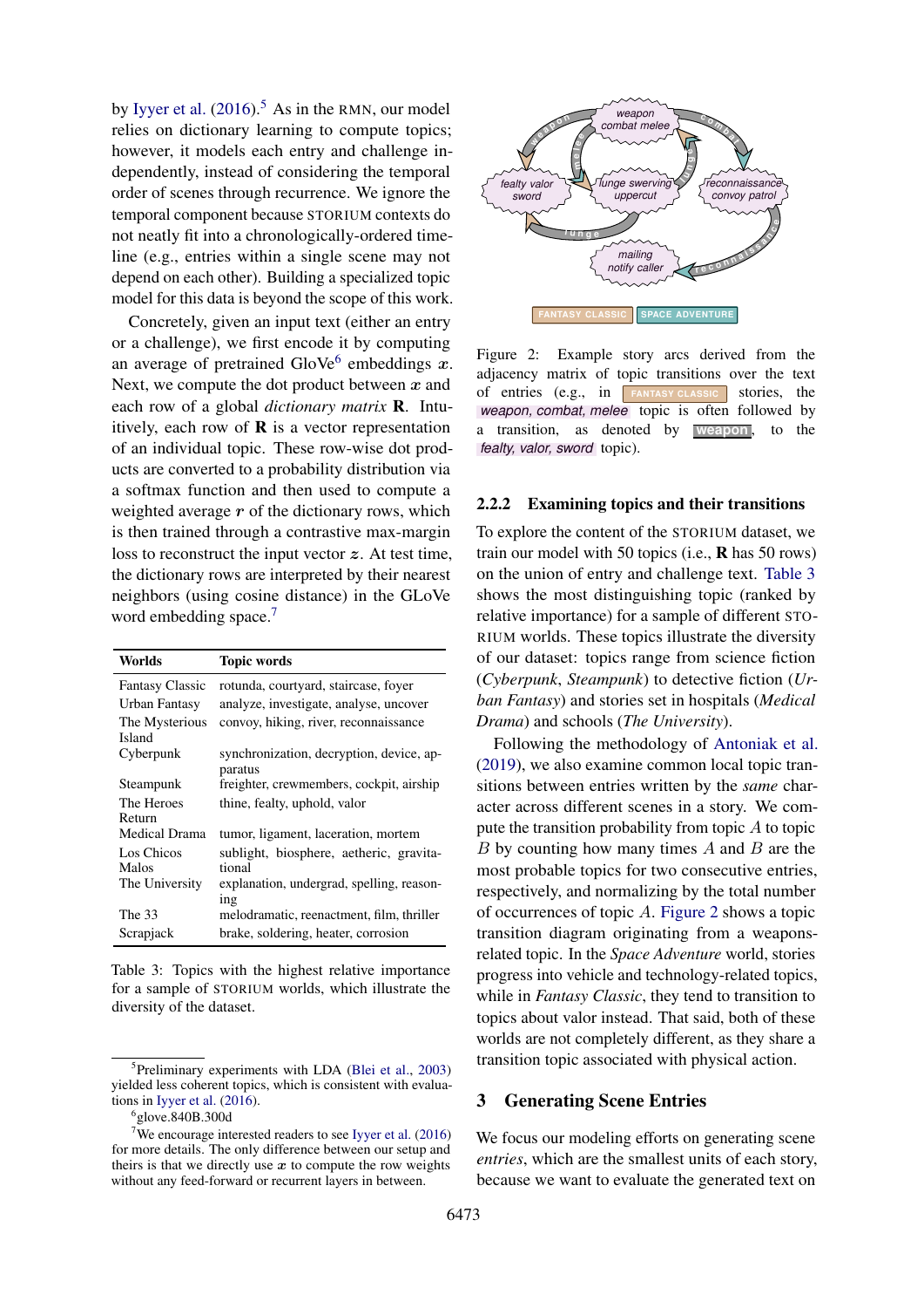by Iyyer et al. (2016).[5] As in the RMN, our model relies on dictionary learning to compute topics; however, it models each entry and challenge independently, instead of considering the temporal order of scenes through recurrence. We ignore the temporal component because STORIUM contexts do not neatly fit into a chronologically-ordered timeline (e.g., entries within a single scene may not depend on each other). Building a specialized topic model for this data is beyond the scope of this work.

Concretely, given an input text (either an entry or a challenge), we first encode it by computing an average of pretrained GloVe[6] embeddings $\boldsymbol{x}$. Next, we compute the dot product between $\boldsymbol{x}$ and each row of a global *dictionary matrix* $\mathbf{R}$. Intuitively, each row of $\mathbf{R}$ is a vector representation of an individual topic. These row-wise dot products are converted to a probability distribution via a softmax function and then used to compute a weighted average $\boldsymbol{r}$ of the dictionary rows, which is then trained through a contrastive max-margin loss to reconstruct the input vector $\boldsymbol{z}$. At test time, the dictionary rows are interpreted by their nearest neighbors (using cosine distance) in the GLoVe word embedding space.[7]

| Worlds | Topic words |
|---|---|
| Fantasy Classic | rotunda, courtyard, staircase, foyer |
| Urban Fantasy | analyze, investigate, analyse, uncover |
| The Mysterious Island | convoy, hiking, river, reconnaissance |
| Cyberpunk | synchronization, decryption, device, apparatus |
| Steampunk | freighter, crewmembers, cockpit, airship |
| The Heroes Return | thine, fealty, uphold, valor |
| Medical Drama | tumor, ligament, laceration, mortem |
| Los Chicos Malos | sublight, biosphere, aetheric, gravitational |
| The University | explanation, undergrad, spelling, reasoning |
| The 33 | melodramatic, reenactment, film, thriller |
| Scrapjack | brake, soldering, heater, corrosion |

Table 3: Topics with the highest relative importance for a sample of STORIUM worlds, which illustrate the diversity of the dataset.

Figure 2: Example story arcs derived from the adjacency matrix of topic transitions over the text of entries (e.g., in FANTASY CLASSIC stories, the *weapon, combat, melee* topic is often followed by a transition, as denoted by weapon, to the *fealty, valor, sword* topic).

### 2.2.2 Examining topics and their transitions

To explore the content of the STORIUM dataset, we train our model with 50 topics (i.e., $\mathbf{R}$ has 50 rows) on the union of entry and challenge text. Table 3 shows the most distinguishing topic (ranked by relative importance) for a sample of different STORIUM worlds. These topics illustrate the diversity of our dataset: topics range from science fiction (*Cyberpunk*, *Steampunk*) to detective fiction (*Urban Fantasy*) and stories set in hospitals (*Medical Drama*) and schools (*The University*).

Following the methodology of Antoniak et al. (2019), we also examine common local topic transitions between entries written by the *same* character across different scenes in a story. We compute the transition probability from topic $A$ to topic $B$ by counting how many times $A$ and $B$ are the most probable topics for two consecutive entries, respectively, and normalizing by the total number of occurrences of topic $A$. Figure 2 shows a topic transition diagram originating from a weapons-related topic. In the *Space Adventure* world, stories progress into vehicle and technology-related topics, while in *Fantasy Classic*, they tend to transition to topics about valor instead. That said, both of these worlds are not completely different, as they share a transition topic associated with physical action.

## 3 Generating Scene Entries

We focus our modeling efforts on generating scene *entries*, which are the smallest units of each story, because we want to evaluate the generated text on

[5] Preliminary experiments with LDA (Blei et al., 2003) yielded less coherent topics, which is consistent with evaluations in Iyyer et al. (2016).

[6] glove.840B.300d

[7] We encourage interested readers to see Iyyer et al. (2016) for more details. The only difference between our setup and theirs is that we directly use $\boldsymbol{x}$ to compute the row weights without any feed-forward or recurrent layers in between.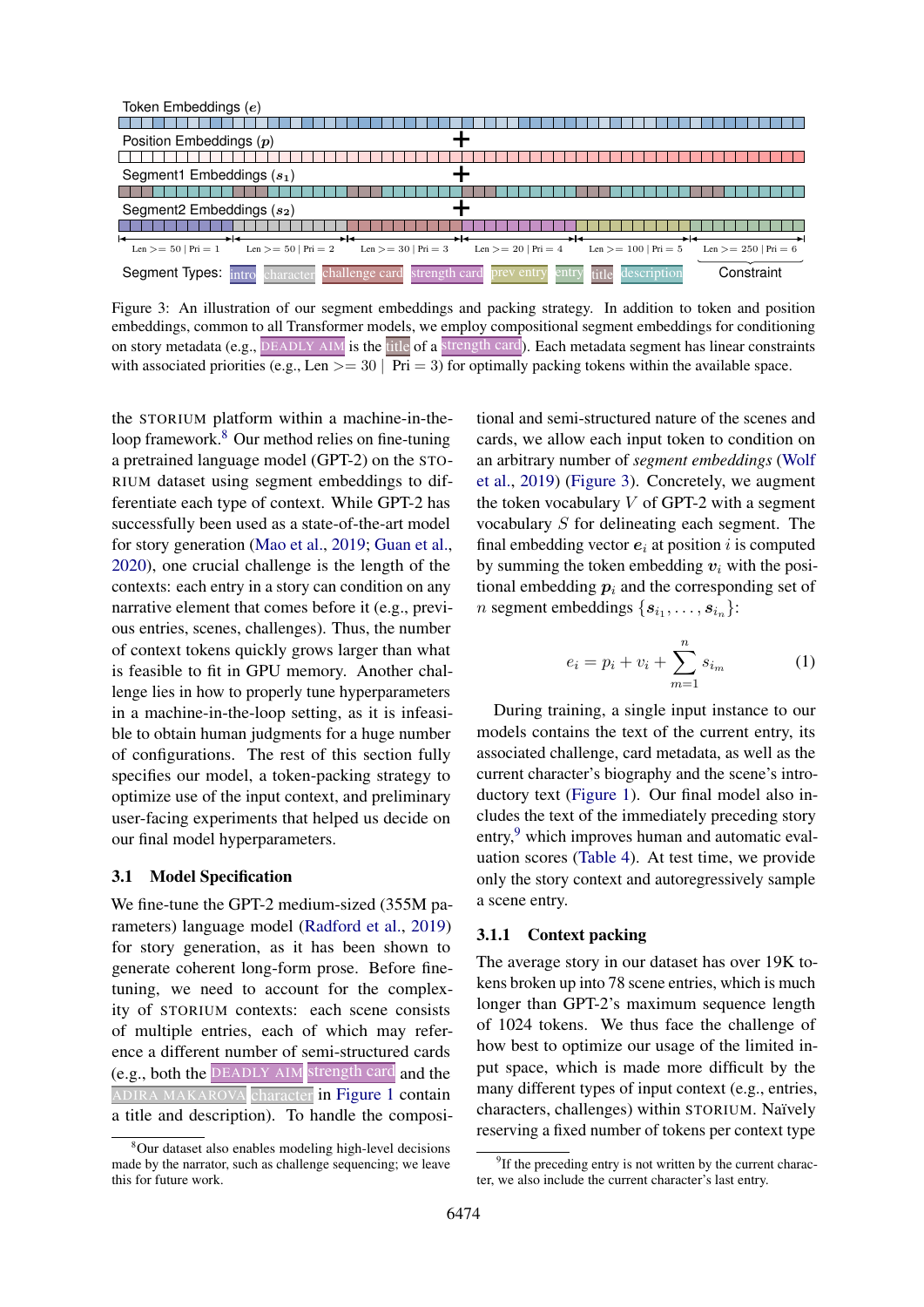Token Embeddings ($e$)

Position Embeddings ($p$)

Segment1 Embeddings ($s_1$)

Segment2 Embeddings ($s_2$)

Len >= 50 | Pri = 1 | Len >= 50 | Pri = 2 | Len >= 30 | Pri = 3 | Len >= 20 | Pri = 4 | Len >= 100 | Pri = 5 | Len >= 250 | Pri = 6 — Constraint

Segment Types: intro, character, challenge card, strength card, prev entry, entry, title, description

Figure 3: An illustration of our segment embeddings and packing strategy. In addition to token and position embeddings, common to all Transformer models, we employ compositional segment embeddings for conditioning on story metadata (e.g., DEADLY AIM is the title of a strength card). Each metadata segment has linear constraints with associated priorities (e.g., Len >= 30 | Pri = 3) for optimally packing tokens within the available space.

the STORIUM platform within a machine-in-the-loop framework.[8] Our method relies on fine-tuning a pretrained language model (GPT-2) on the STORIUM dataset using segment embeddings to differentiate each type of context. While GPT-2 has successfully been used as a state-of-the-art model for story generation (Mao et al., 2019; Guan et al., 2020), one crucial challenge is the length of the contexts: each entry in a story can condition on any narrative element that comes before it (e.g., previous entries, scenes, challenges). Thus, the number of context tokens quickly grows larger than what is feasible to fit in GPU memory. Another challenge lies in how to properly tune hyperparameters in a machine-in-the-loop setting, as it is infeasible to obtain human judgments for a huge number of configurations. The rest of this section fully specifies our model, a token-packing strategy to optimize use of the input context, and preliminary user-facing experiments that helped us decide on our final model hyperparameters.

### 3.1 Model Specification

We fine-tune the GPT-2 medium-sized (355M parameters) language model (Radford et al., 2019) for story generation, as it has been shown to generate coherent long-form prose. Before fine-tuning, we need to account for the complexity of STORIUM contexts: each scene consists of multiple entries, each of which may reference a different number of semi-structured cards (e.g., both the DEADLY AIM strength card and the ADIRA MAKAROVA character in Figure 1 contain a title and description). To handle the compositional and semi-structured nature of the scenes and cards, we allow each input token to condition on an arbitrary number of *segment embeddings* (Wolf et al., 2019) (Figure 3). Concretely, we augment the token vocabulary $V$ of GPT-2 with a segment vocabulary $S$ for delineating each segment. The final embedding vector $\boldsymbol{e}_i$ at position $i$ is computed by summing the token embedding $\boldsymbol{v}_i$ with the positional embedding $\boldsymbol{p}_i$ and the corresponding set of $n$ segment embeddings $\{\boldsymbol{s}_{i_1}, \ldots, \boldsymbol{s}_{i_n}\}$:

$$e_i = p_i + v_i + \sum_{m=1}^{n} s_{i_m} \tag{1}$$

During training, a single input instance to our models contains the text of the current entry, its associated challenge, card metadata, as well as the current character's biography and the scene's introductory text (Figure 1). Our final model also includes the text of the immediately preceding story entry,[9] which improves human and automatic evaluation scores (Table 4). At test time, we provide only the story context and autoregressively sample a scene entry.

#### 3.1.1 Context packing

The average story in our dataset has over 19K tokens broken up into 78 scene entries, which is much longer than GPT-2's maximum sequence length of 1024 tokens. We thus face the challenge of how best to optimize our usage of the limited input space, which is made more difficult by the many different types of input context (e.g., entries, characters, challenges) within STORIUM. Naïvely reserving a fixed number of tokens per context type

[8]Our dataset also enables modeling high-level decisions made by the narrator, such as challenge sequencing; we leave this for future work.

[9]If the preceding entry is not written by the current character, we also include the current character's last entry.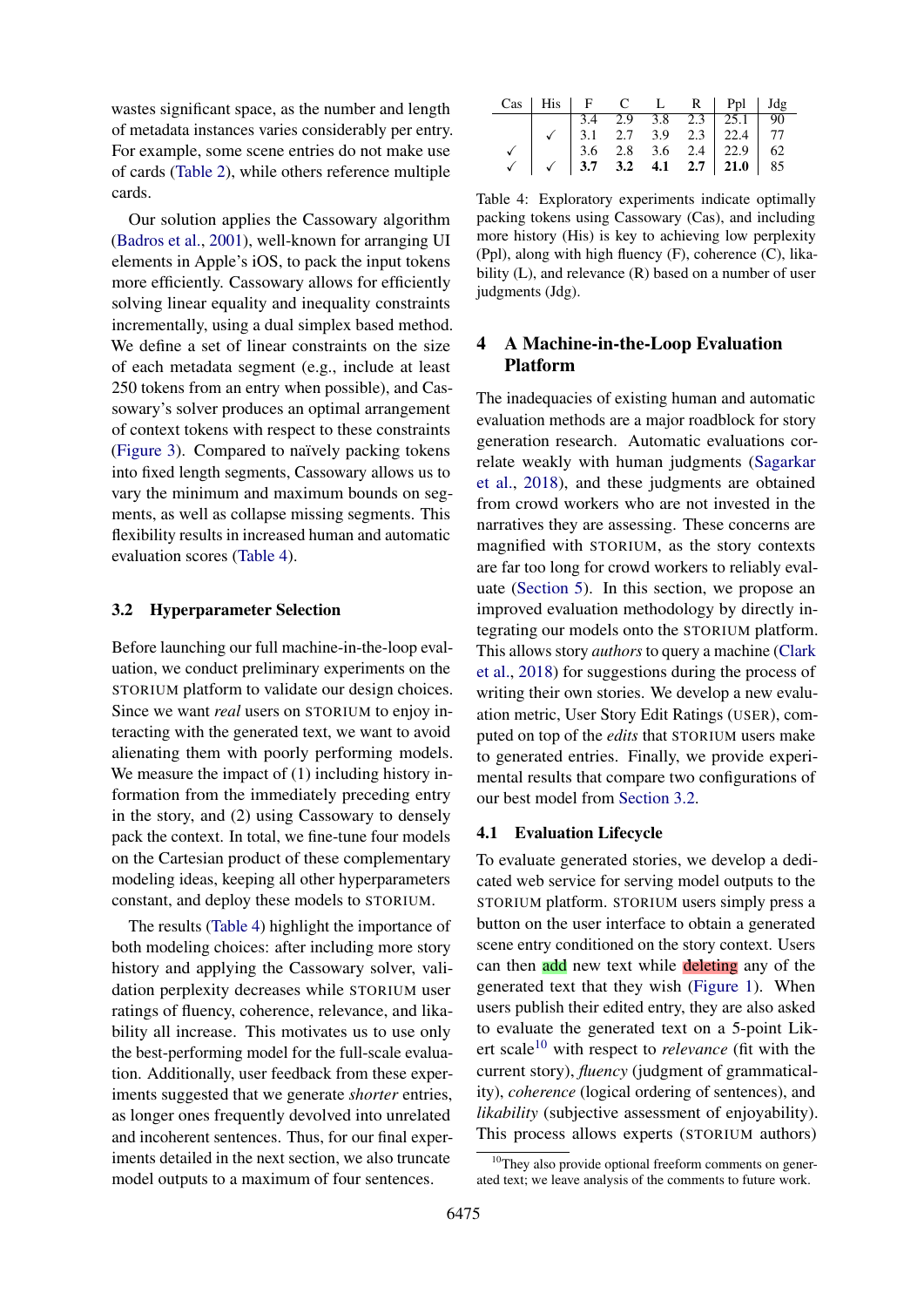wastes significant space, as the number and length of metadata instances varies considerably per entry. For example, some scene entries do not make use of cards (Table 2), while others reference multiple cards.

Our solution applies the Cassowary algorithm (Badros et al., 2001), well-known for arranging UI elements in Apple's iOS, to pack the input tokens more efficiently. Cassowary allows for efficiently solving linear equality and inequality constraints incrementally, using a dual simplex based method. We define a set of linear constraints on the size of each metadata segment (e.g., include at least 250 tokens from an entry when possible), and Cassowary's solver produces an optimal arrangement of context tokens with respect to these constraints (Figure 3). Compared to naïvely packing tokens into fixed length segments, Cassowary allows us to vary the minimum and maximum bounds on segments, as well as collapse missing segments. This flexibility results in increased human and automatic evaluation scores (Table 4).

### 3.2 Hyperparameter Selection

Before launching our full machine-in-the-loop evaluation, we conduct preliminary experiments on the STORIUM platform to validate our design choices. Since we want *real* users on STORIUM to enjoy interacting with the generated text, we want to avoid alienating them with poorly performing models. We measure the impact of (1) including history information from the immediately preceding entry in the story, and (2) using Cassowary to densely pack the context. In total, we fine-tune four models on the Cartesian product of these complementary modeling ideas, keeping all other hyperparameters constant, and deploy these models to STORIUM.

The results (Table 4) highlight the importance of both modeling choices: after including more story history and applying the Cassowary solver, validation perplexity decreases while STORIUM user ratings of fluency, coherence, relevance, and likability all increase. This motivates us to use only the best-performing model for the full-scale evaluation. Additionally, user feedback from these experiments suggested that we generate *shorter* entries, as longer ones frequently devolved into unrelated and incoherent sentences. Thus, for our final experiments detailed in the next section, we also truncate model outputs to a maximum of four sentences.

| Cas | His | F | C | L | R | Ppl | Jdg |
|---|---|---|---|---|---|---|---|
| | | 3.4 | 2.9 | 3.8 | 2.3 | 25.1 | 90 |
| | ✓ | 3.1 | 2.7 | 3.9 | 2.3 | 22.4 | 77 |
| ✓ | | 3.6 | 2.8 | 3.6 | 2.4 | 22.9 | 62 |
| ✓ | ✓ | **3.7** | **3.2** | **4.1** | **2.7** | **21.0** | 85 |

Table 4: Exploratory experiments indicate optimally packing tokens using Cassowary (Cas), and including more history (His) is key to achieving low perplexity (Ppl), along with high fluency (F), coherence (C), likability (L), and relevance (R) based on a number of user judgments (Jdg).

## 4 A Machine-in-the-Loop Evaluation Platform

The inadequacies of existing human and automatic evaluation methods are a major roadblock for story generation research. Automatic evaluations correlate weakly with human judgments (Sagarkar et al., 2018), and these judgments are obtained from crowd workers who are not invested in the narratives they are assessing. These concerns are magnified with STORIUM, as the story contexts are far too long for crowd workers to reliably evaluate (Section 5). In this section, we propose an improved evaluation methodology by directly integrating our models onto the STORIUM platform. This allows story *authors* to query a machine (Clark et al., 2018) for suggestions during the process of writing their own stories. We develop a new evaluation metric, User Story Edit Ratings (USER), computed on top of the *edits* that STORIUM users make to generated entries. Finally, we provide experimental results that compare two configurations of our best model from Section 3.2.

### 4.1 Evaluation Lifecycle

To evaluate generated stories, we develop a dedicated web service for serving model outputs to the STORIUM platform. STORIUM users simply press a button on the user interface to obtain a generated scene entry conditioned on the story context. Users can then add new text while deleting any of the generated text that they wish (Figure 1). When users publish their edited entry, they are also asked to evaluate the generated text on a 5-point Likert scale[10] with respect to *relevance* (fit with the current story), *fluency* (judgment of grammaticality), *coherence* (logical ordering of sentences), and *likability* (subjective assessment of enjoyability). This process allows experts (STORIUM authors)

[10] They also provide optional freeform comments on generated text; we leave analysis of the comments to future work.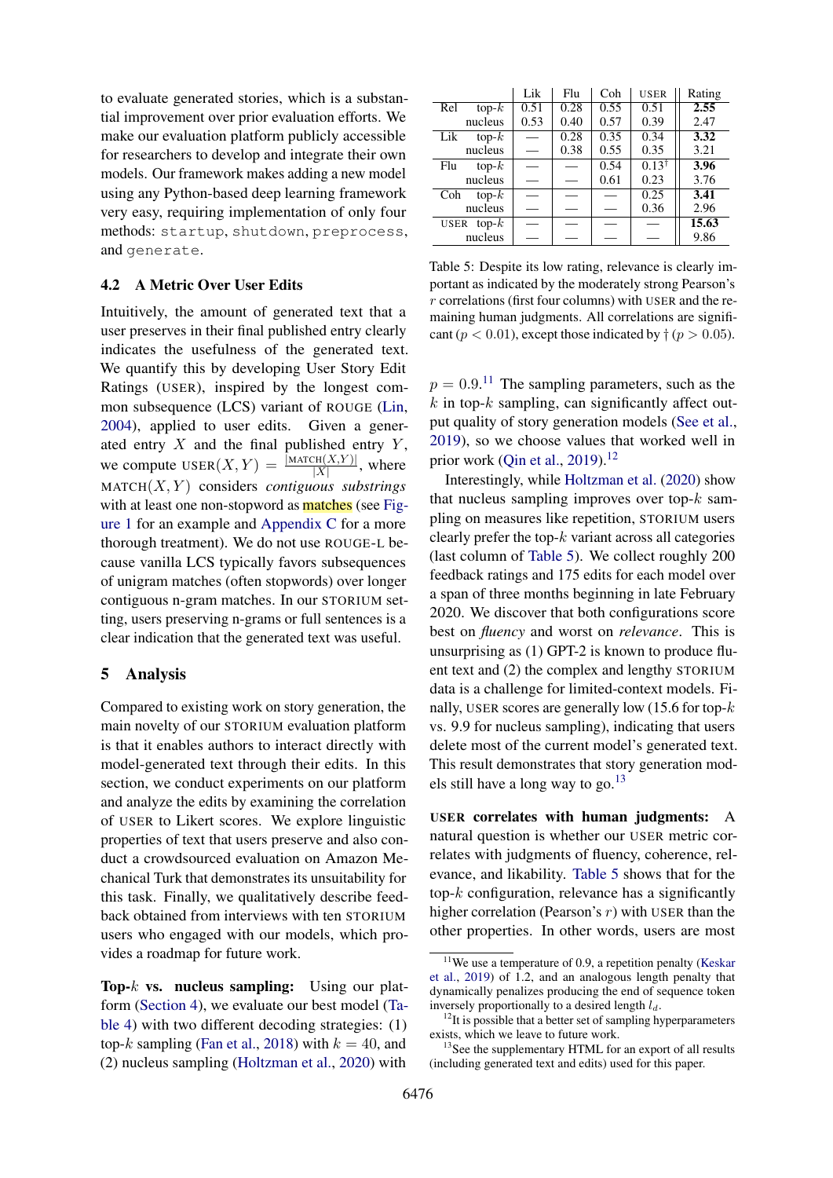to evaluate generated stories, which is a substantial improvement over prior evaluation efforts. We make our evaluation platform publicly accessible for researchers to develop and integrate their own models. Our framework makes adding a new model using any Python-based deep learning framework very easy, requiring implementation of only four methods: `startup`, `shutdown`, `preprocess`, and `generate`.

### 4.2 A Metric Over User Edits

Intuitively, the amount of generated text that a user preserves in their final published entry clearly indicates the usefulness of the generated text. We quantify this by developing User Story Edit Ratings (USER), inspired by the longest common subsequence (LCS) variant of ROUGE (Lin, 2004), applied to user edits. Given a generated entry $X$ and the final published entry $Y$, we compute $\text{USER}(X, Y) = \frac{|\text{MATCH}(X,Y)|}{|X|}$, where $\text{MATCH}(X, Y)$ considers *contiguous substrings* with at least one non-stopword as matches (see Figure 1 for an example and Appendix C for a more thorough treatment). We do not use ROUGE-L because vanilla LCS typically favors subsequences of unigram matches (often stopwords) over longer contiguous n-gram matches. In our STORIUM setting, users preserving n-grams or full sentences is a clear indication that the generated text was useful.

## 5 Analysis

Compared to existing work on story generation, the main novelty of our STORIUM evaluation platform is that it enables authors to interact directly with model-generated text through their edits. In this section, we conduct experiments on our platform and analyze the edits by examining the correlation of USER to Likert scores. We explore linguistic properties of text that users preserve and also conduct a crowdsourced evaluation on Amazon Mechanical Turk that demonstrates its unsuitability for this task. Finally, we qualitatively describe feedback obtained from interviews with ten STORIUM users who engaged with our models, which provides a roadmap for future work.

**Top-$k$ vs. nucleus sampling:** Using our platform (Section 4), we evaluate our best model (Table 4) with two different decoding strategies: (1) top-$k$ sampling (Fan et al., 2018) with $k = 40$, and (2) nucleus sampling (Holtzman et al., 2020) with $p = 0.9$.[11] The sampling parameters, such as the $k$ in top-$k$ sampling, can significantly affect output quality of story generation models (See et al., 2019), so we choose values that worked well in prior work (Qin et al., 2019).[12]

| | | Lik | Flu | Coh | USER | Rating |
|---|---|---|---|---|---|---|
| Rel | top-$k$ | 0.51 | 0.28 | 0.55 | 0.51 | **2.55** |
| | nucleus | 0.53 | 0.40 | 0.57 | 0.39 | 2.47 |
| Lik | top-$k$ | — | 0.28 | 0.35 | 0.34 | **3.32** |
| | nucleus | — | 0.38 | 0.55 | 0.35 | 3.21 |
| Flu | top-$k$ | — | — | 0.54 | $0.13^\dagger$ | **3.96** |
| | nucleus | — | — | 0.61 | 0.23 | 3.76 |
| Coh | top-$k$ | — | — | — | 0.25 | **3.41** |
| | nucleus | — | — | — | 0.36 | 2.96 |
| USER | top-$k$ | — | — | — | — | **15.63** |
| | nucleus | — | — | — | — | 9.86 |

Table 5: Despite its low rating, relevance is clearly important as indicated by the moderately strong Pearson's $r$ correlations (first four columns) with USER and the remaining human judgments. All correlations are significant ($p < 0.01$), except those indicated by † ($p > 0.05$).

Interestingly, while Holtzman et al. (2020) show that nucleus sampling improves over top-$k$ sampling on measures like repetition, STORIUM users clearly prefer the top-$k$ variant across all categories (last column of Table 5). We collect roughly 200 feedback ratings and 175 edits for each model over a span of three months beginning in late February 2020. We discover that both configurations score best on *fluency* and worst on *relevance*. This is unsurprising as (1) GPT-2 is known to produce fluent text and (2) the complex and lengthy STORIUM data is a challenge for limited-context models. Finally, USER scores are generally low (15.6 for top-$k$ vs. 9.9 for nucleus sampling), indicating that users delete most of the current model's generated text. This result demonstrates that story generation models still have a long way to go.[13]

**USER correlates with human judgments:** A natural question is whether our USER metric correlates with judgments of fluency, coherence, relevance, and likability. Table 5 shows that for the top-$k$ configuration, relevance has a significantly higher correlation (Pearson's $r$) with USER than the other properties. In other words, users are most

[11] We use a temperature of 0.9, a repetition penalty (Keskar et al., 2019) of 1.2, and an analogous length penalty that dynamically penalizes producing the end of sequence token inversely proportionally to a desired length $l_d$.

[12] It is possible that a better set of sampling hyperparameters exists, which we leave to future work.

[13] See the supplementary HTML for an export of all results (including generated text and edits) used for this paper.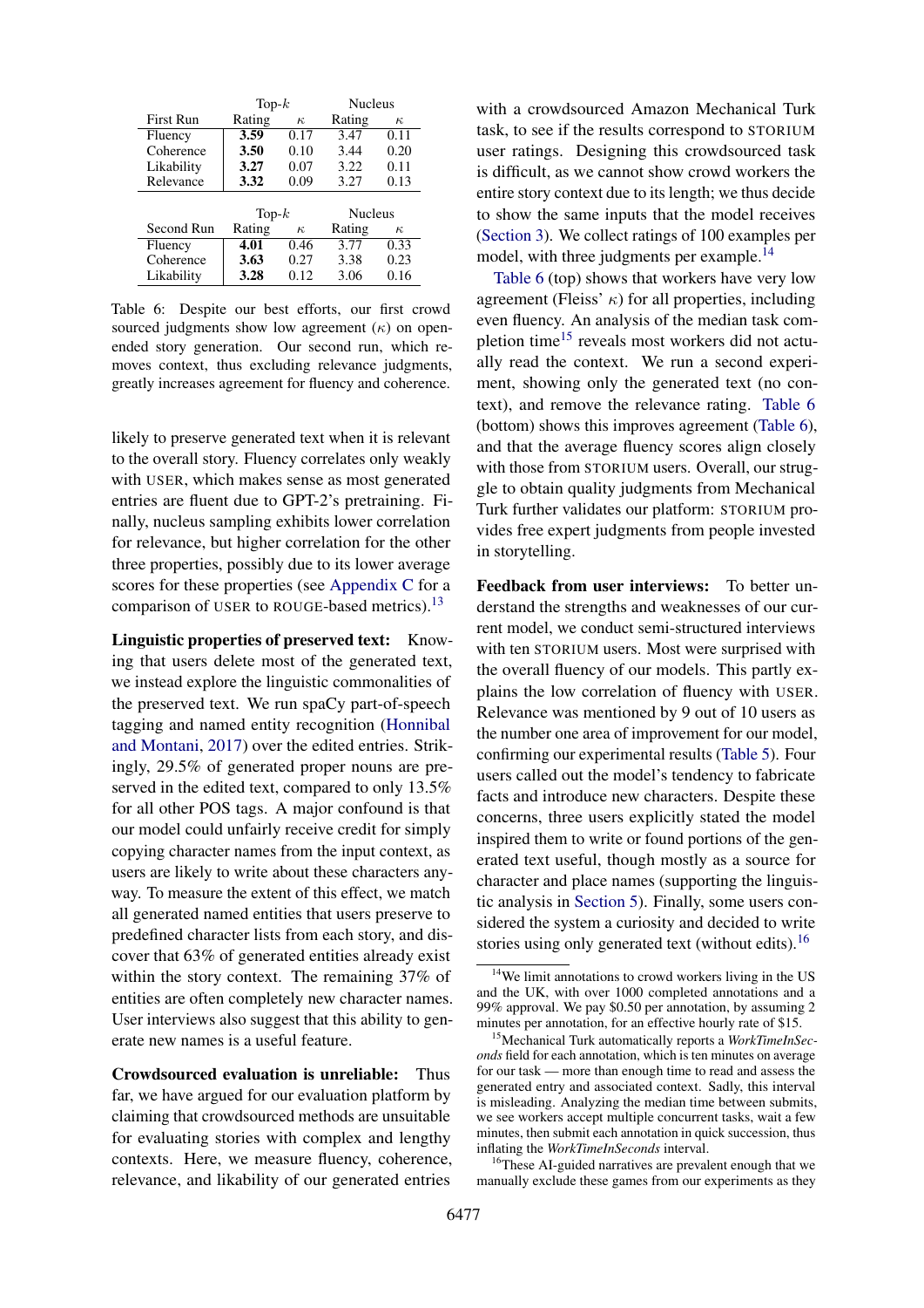| First Run | Top-$k$ | | Nucleus | |
|---|---|---|---|---|
| | Rating | $\kappa$ | Rating | $\kappa$ |
| Fluency | **3.59** | 0.17 | 3.47 | 0.11 |
| Coherence | **3.50** | 0.10 | 3.44 | 0.20 |
| Likability | **3.27** | 0.07 | 3.22 | 0.11 |
| Relevance | **3.32** | 0.09 | 3.27 | 0.13 |

| Second Run | Top-$k$ | | Nucleus | |
|---|---|---|---|---|
| | Rating | $\kappa$ | Rating | $\kappa$ |
| Fluency | **4.01** | 0.46 | 3.77 | 0.33 |
| Coherence | **3.63** | 0.27 | 3.38 | 0.23 |
| Likability | **3.28** | 0.12 | 3.06 | 0.16 |

Table 6: Despite our best efforts, our first crowd sourced judgments show low agreement ($\kappa$) on open-ended story generation. Our second run, which removes context, thus excluding relevance judgments, greatly increases agreement for fluency and coherence.

likely to preserve generated text when it is relevant to the overall story. Fluency correlates only weakly with USER, which makes sense as most generated entries are fluent due to GPT-2's pretraining. Finally, nucleus sampling exhibits lower correlation for relevance, but higher correlation for the other three properties, possibly due to its lower average scores for these properties (see Appendix C for a comparison of USER to ROUGE-based metrics).[13]

**Linguistic properties of preserved text:** Knowing that users delete most of the generated text, we instead explore the linguistic commonalities of the preserved text. We run spaCy part-of-speech tagging and named entity recognition (Honnibal and Montani, 2017) over the edited entries. Strikingly, 29.5% of generated proper nouns are preserved in the edited text, compared to only 13.5% for all other POS tags. A major confound is that our model could unfairly receive credit for simply copying character names from the input context, as users are likely to write about these characters anyway. To measure the extent of this effect, we match all generated named entities that users preserve to predefined character lists from each story, and discover that 63% of generated entities already exist within the story context. The remaining 37% of entities are often completely new character names. User interviews also suggest that this ability to generate new names is a useful feature.

**Crowdsourced evaluation is unreliable:** Thus far, we have argued for our evaluation platform by claiming that crowdsourced methods are unsuitable for evaluating stories with complex and lengthy contexts. Here, we measure fluency, coherence, relevance, and likability of our generated entries with a crowdsourced Amazon Mechanical Turk task, to see if the results correspond to STORIUM user ratings. Designing this crowdsourced task is difficult, as we cannot show crowd workers the entire story context due to its length; we thus decide to show the same inputs that the model receives (Section 3). We collect ratings of 100 examples per model, with three judgments per example.[14]

Table 6 (top) shows that workers have very low agreement (Fleiss' $\kappa$) for all properties, including even fluency. An analysis of the median task completion time[15] reveals most workers did not actually read the context. We run a second experiment, showing only the generated text (no context), and remove the relevance rating. Table 6 (bottom) shows this improves agreement (Table 6), and that the average fluency scores align closely with those from STORIUM users. Overall, our struggle to obtain quality judgments from Mechanical Turk further validates our platform: STORIUM provides free expert judgments from people invested in storytelling.

**Feedback from user interviews:** To better understand the strengths and weaknesses of our current model, we conduct semi-structured interviews with ten STORIUM users. Most were surprised with the overall fluency of our models. This partly explains the low correlation of fluency with USER. Relevance was mentioned by 9 out of 10 users as the number one area of improvement for our model, confirming our experimental results (Table 5). Four users called out the model's tendency to fabricate facts and introduce new characters. Despite these concerns, three users explicitly stated the model inspired them to write or found portions of the generated text useful, though mostly as a source for character and place names (supporting the linguistic analysis in Section 5). Finally, some users considered the system a curiosity and decided to write stories using only generated text (without edits).[16]

[14] We limit annotations to crowd workers living in the US and the UK, with over 1000 completed annotations and a 99% approval. We pay $0.50 per annotation, by assuming 2 minutes per annotation, for an effective hourly rate of $15.

[15] Mechanical Turk automatically reports a *WorkTimeInSeconds* field for each annotation, which is ten minutes on average for our task — more than enough time to read and assess the generated entry and associated context. Sadly, this interval is misleading. Analyzing the median time between submits, we see workers accept multiple concurrent tasks, wait a few minutes, then submit each annotation in quick succession, thus inflating the *WorkTimeInSeconds* interval.

[16] These AI-guided narratives are prevalent enough that we manually exclude these games from our experiments as they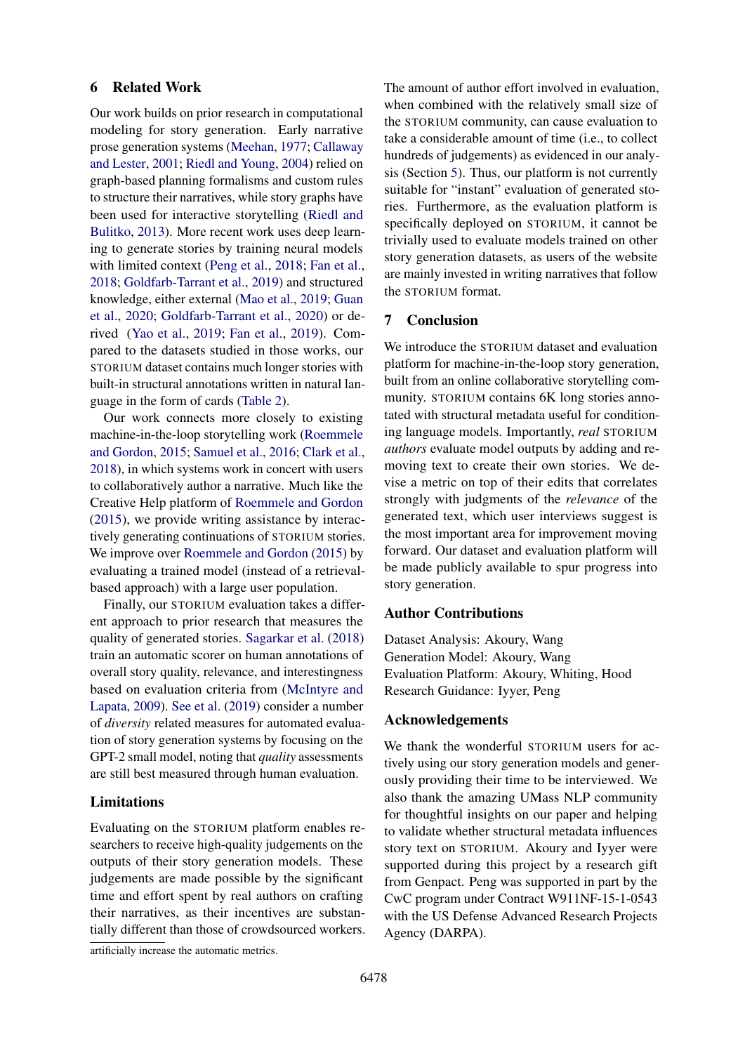## 6 Related Work

Our work builds on prior research in computational modeling for story generation. Early narrative prose generation systems (Meehan, 1977; Callaway and Lester, 2001; Riedl and Young, 2004) relied on graph-based planning formalisms and custom rules to structure their narratives, while story graphs have been used for interactive storytelling (Riedl and Bulitko, 2013). More recent work uses deep learning to generate stories by training neural models with limited context (Peng et al., 2018; Fan et al., 2018; Goldfarb-Tarrant et al., 2019) and structured knowledge, either external (Mao et al., 2019; Guan et al., 2020; Goldfarb-Tarrant et al., 2020) or derived (Yao et al., 2019; Fan et al., 2019). Compared to the datasets studied in those works, our STORIUM dataset contains much longer stories with built-in structural annotations written in natural language in the form of cards (Table 2).

Our work connects more closely to existing machine-in-the-loop storytelling work (Roemmele and Gordon, 2015; Samuel et al., 2016; Clark et al., 2018), in which systems work in concert with users to collaboratively author a narrative. Much like the Creative Help platform of Roemmele and Gordon (2015), we provide writing assistance by interactively generating continuations of STORIUM stories. We improve over Roemmele and Gordon (2015) by evaluating a trained model (instead of a retrieval-based approach) with a large user population.

Finally, our STORIUM evaluation takes a different approach to prior research that measures the quality of generated stories. Sagarkar et al. (2018) train an automatic scorer on human annotations of overall story quality, relevance, and interestingness based on evaluation criteria from (McIntyre and Lapata, 2009). See et al. (2019) consider a number of *diversity* related measures for automated evaluation of story generation systems by focusing on the GPT-2 small model, noting that *quality* assessments are still best measured through human evaluation.

## Limitations

Evaluating on the STORIUM platform enables researchers to receive high-quality judgements on the outputs of their story generation models. These judgements are made possible by the significant time and effort spent by real authors on crafting their narratives, as their incentives are substantially different than those of crowdsourced workers. The amount of author effort involved in evaluation, when combined with the relatively small size of the STORIUM community, can cause evaluation to take a considerable amount of time (i.e., to collect hundreds of judgements) as evidenced in our analysis (Section 5). Thus, our platform is not currently suitable for "instant" evaluation of generated stories. Furthermore, as the evaluation platform is specifically deployed on STORIUM, it cannot be trivially used to evaluate models trained on other story generation datasets, as users of the website are mainly invested in writing narratives that follow the STORIUM format.

artificially increase the automatic metrics.

## 7 Conclusion

We introduce the STORIUM dataset and evaluation platform for machine-in-the-loop story generation, built from an online collaborative storytelling community. STORIUM contains 6K long stories annotated with structural metadata useful for conditioning language models. Importantly, *real* STORIUM *authors* evaluate model outputs by adding and removing text to create their own stories. We devise a metric on top of their edits that correlates strongly with judgments of the *relevance* of the generated text, which user interviews suggest is the most important area for improvement moving forward. Our dataset and evaluation platform will be made publicly available to spur progress into story generation.

## Author Contributions

Dataset Analysis: Akoury, Wang
Generation Model: Akoury, Wang
Evaluation Platform: Akoury, Whiting, Hood
Research Guidance: Iyyer, Peng

## Acknowledgements

We thank the wonderful STORIUM users for actively using our story generation models and generously providing their time to be interviewed. We also thank the amazing UMass NLP community for thoughtful insights on our paper and helping to validate whether structural metadata influences story text on STORIUM. Akoury and Iyyer were supported during this project by a research gift from Genpact. Peng was supported in part by the CwC program under Contract W911NF-15-1-0543 with the US Defense Advanced Research Projects Agency (DARPA).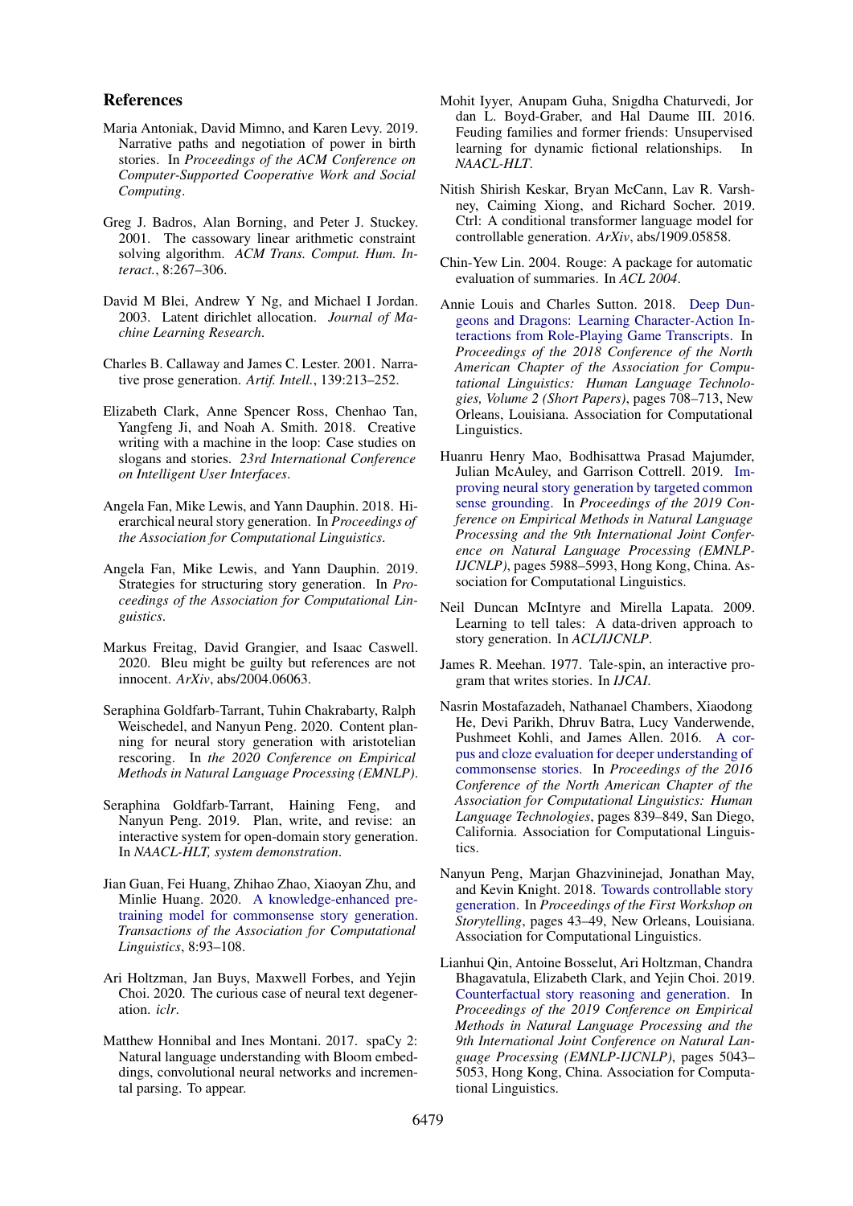## References

Maria Antoniak, David Mimno, and Karen Levy. 2019. Narrative paths and negotiation of power in birth stories. In *Proceedings of the ACM Conference on Computer-Supported Cooperative Work and Social Computing*.

Greg J. Badros, Alan Borning, and Peter J. Stuckey. 2001. The cassowary linear arithmetic constraint solving algorithm. *ACM Trans. Comput. Hum. Interact.*, 8:267–306.

David M Blei, Andrew Y Ng, and Michael I Jordan. 2003. Latent dirichlet allocation. *Journal of Machine Learning Research*.

Charles B. Callaway and James C. Lester. 2001. Narrative prose generation. *Artif. Intell.*, 139:213–252.

Elizabeth Clark, Anne Spencer Ross, Chenhao Tan, Yangfeng Ji, and Noah A. Smith. 2018. Creative writing with a machine in the loop: Case studies on slogans and stories. *23rd International Conference on Intelligent User Interfaces*.

Angela Fan, Mike Lewis, and Yann Dauphin. 2018. Hierarchical neural story generation. In *Proceedings of the Association for Computational Linguistics*.

Angela Fan, Mike Lewis, and Yann Dauphin. 2019. Strategies for structuring story generation. In *Proceedings of the Association for Computational Linguistics*.

Markus Freitag, David Grangier, and Isaac Caswell. 2020. Bleu might be guilty but references are not innocent. *ArXiv*, abs/2004.06063.

Seraphina Goldfarb-Tarrant, Tuhin Chakrabarty, Ralph Weischedel, and Nanyun Peng. 2020. Content planning for neural story generation with aristotelian rescoring. In *the 2020 Conference on Empirical Methods in Natural Language Processing (EMNLP)*.

Seraphina Goldfarb-Tarrant, Haining Feng, and Nanyun Peng. 2019. Plan, write, and revise: an interactive system for open-domain story generation. In *NAACL-HLT, system demonstration*.

Jian Guan, Fei Huang, Zhihao Zhao, Xiaoyan Zhu, and Minlie Huang. 2020. A knowledge-enhanced pretraining model for commonsense story generation. *Transactions of the Association for Computational Linguistics*, 8:93–108.

Ari Holtzman, Jan Buys, Maxwell Forbes, and Yejin Choi. 2020. The curious case of neural text degeneration. *iclr*.

Matthew Honnibal and Ines Montani. 2017. spaCy 2: Natural language understanding with Bloom embeddings, convolutional neural networks and incremental parsing. To appear.

Mohit Iyyer, Anupam Guha, Snigdha Chaturvedi, Jordan L. Boyd-Graber, and Hal Daume III. 2016. Feuding families and former friends: Unsupervised learning for dynamic fictional relationships. In *NAACL-HLT*.

Nitish Shirish Keskar, Bryan McCann, Lav R. Varshney, Caiming Xiong, and Richard Socher. 2019. Ctrl: A conditional transformer language model for controllable generation. *ArXiv*, abs/1909.05858.

Chin-Yew Lin. 2004. Rouge: A package for automatic evaluation of summaries. In *ACL 2004*.

Annie Louis and Charles Sutton. 2018. Deep Dungeons and Dragons: Learning Character-Action Interactions from Role-Playing Game Transcripts. In *Proceedings of the 2018 Conference of the North American Chapter of the Association for Computational Linguistics: Human Language Technologies, Volume 2 (Short Papers)*, pages 708–713, New Orleans, Louisiana. Association for Computational Linguistics.

Huanru Henry Mao, Bodhisattwa Prasad Majumder, Julian McAuley, and Garrison Cottrell. 2019. Improving neural story generation by targeted common sense grounding. In *Proceedings of the 2019 Conference on Empirical Methods in Natural Language Processing and the 9th International Joint Conference on Natural Language Processing (EMNLP-IJCNLP)*, pages 5988–5993, Hong Kong, China. Association for Computational Linguistics.

Neil Duncan McIntyre and Mirella Lapata. 2009. Learning to tell tales: A data-driven approach to story generation. In *ACL/IJCNLP*.

James R. Meehan. 1977. Tale-spin, an interactive program that writes stories. In *IJCAI*.

Nasrin Mostafazadeh, Nathanael Chambers, Xiaodong He, Devi Parikh, Dhruv Batra, Lucy Vanderwende, Pushmeet Kohli, and James Allen. 2016. A corpus and cloze evaluation for deeper understanding of commonsense stories. In *Proceedings of the 2016 Conference of the North American Chapter of the Association for Computational Linguistics: Human Language Technologies*, pages 839–849, San Diego, California. Association for Computational Linguistics.

Nanyun Peng, Marjan Ghazvininejad, Jonathan May, and Kevin Knight. 2018. Towards controllable story generation. In *Proceedings of the First Workshop on Storytelling*, pages 43–49, New Orleans, Louisiana. Association for Computational Linguistics.

Lianhui Qin, Antoine Bosselut, Ari Holtzman, Chandra Bhagavatula, Elizabeth Clark, and Yejin Choi. 2019. Counterfactual story reasoning and generation. In *Proceedings of the 2019 Conference on Empirical Methods in Natural Language Processing and the 9th International Joint Conference on Natural Language Processing (EMNLP-IJCNLP)*, pages 5043–5053, Hong Kong, China. Association for Computational Linguistics.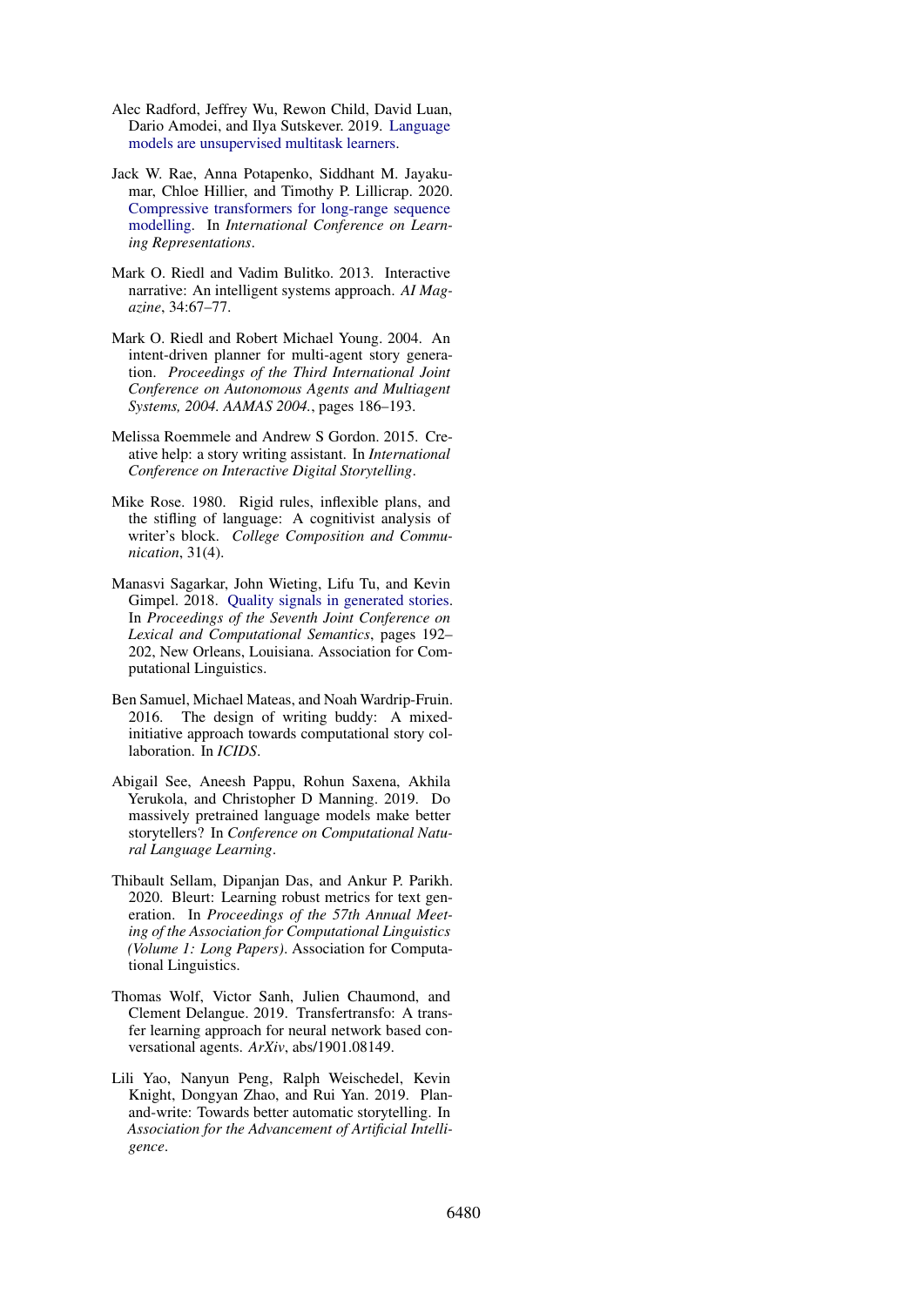Alec Radford, Jeffrey Wu, Rewon Child, David Luan, Dario Amodei, and Ilya Sutskever. 2019. Language models are unsupervised multitask learners.

Jack W. Rae, Anna Potapenko, Siddhant M. Jayakumar, Chloe Hillier, and Timothy P. Lillicrap. 2020. Compressive transformers for long-range sequence modelling. In *International Conference on Learning Representations*.

Mark O. Riedl and Vadim Bulitko. 2013. Interactive narrative: An intelligent systems approach. *AI Magazine*, 34:67–77.

Mark O. Riedl and Robert Michael Young. 2004. An intent-driven planner for multi-agent story generation. *Proceedings of the Third International Joint Conference on Autonomous Agents and Multiagent Systems, 2004. AAMAS 2004.*, pages 186–193.

Melissa Roemmele and Andrew S Gordon. 2015. Creative help: a story writing assistant. In *International Conference on Interactive Digital Storytelling*.

Mike Rose. 1980. Rigid rules, inflexible plans, and the stifling of language: A cognitivist analysis of writer's block. *College Composition and Communication*, 31(4).

Manasvi Sagarkar, John Wieting, Lifu Tu, and Kevin Gimpel. 2018. Quality signals in generated stories. In *Proceedings of the Seventh Joint Conference on Lexical and Computational Semantics*, pages 192–202, New Orleans, Louisiana. Association for Computational Linguistics.

Ben Samuel, Michael Mateas, and Noah Wardrip-Fruin. 2016. The design of writing buddy: A mixed-initiative approach towards computational story collaboration. In *ICIDS*.

Abigail See, Aneesh Pappu, Rohun Saxena, Akhila Yerukola, and Christopher D Manning. 2019. Do massively pretrained language models make better storytellers? In *Conference on Computational Natural Language Learning*.

Thibault Sellam, Dipanjan Das, and Ankur P. Parikh. 2020. Bleurt: Learning robust metrics for text generation. In *Proceedings of the 57th Annual Meeting of the Association for Computational Linguistics (Volume 1: Long Papers)*. Association for Computational Linguistics.

Thomas Wolf, Victor Sanh, Julien Chaumond, and Clement Delangue. 2019. Transfertransfo: A transfer learning approach for neural network based conversational agents. *ArXiv*, abs/1901.08149.

Lili Yao, Nanyun Peng, Ralph Weischedel, Kevin Knight, Dongyan Zhao, and Rui Yan. 2019. Plan-and-write: Towards better automatic storytelling. In *Association for the Advancement of Artificial Intelligence*.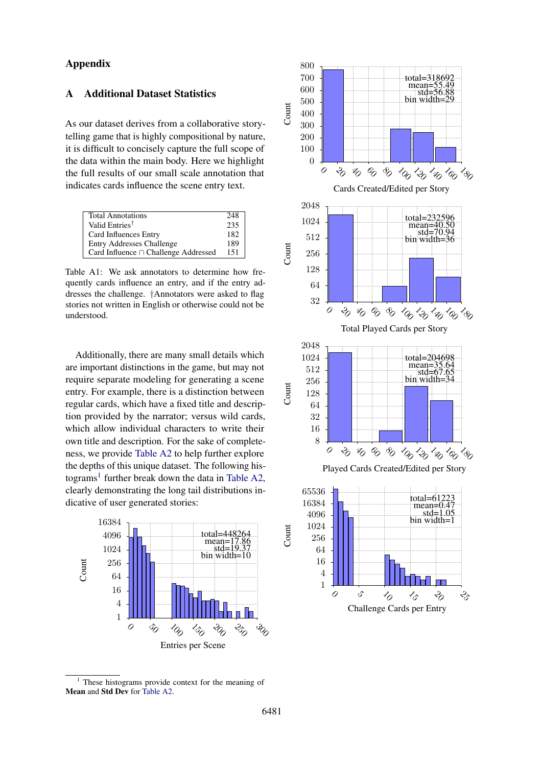# Appendix

## A Additional Dataset Statistics

As our dataset derives from a collaborative story-telling game that is highly compositional by nature, it is difficult to concisely capture the full scope of the data within the main body. Here we highlight the full results of our small scale annotation that indicates cards influence the scene entry text.

| | |
|---|---|
| Total Annotations | 248 |
| Valid Entries† | 235 |
| Card Influences Entry | 182 |
| Entry Addresses Challenge | 189 |
| Card Influence ∩ Challenge Addressed | 151 |

Table A1: We ask annotators to determine how frequently cards influence an entry, and if the entry addresses the challenge. †Annotators were asked to flag stories not written in English or otherwise could not be understood.

Additionally, there are many small details which are important distinctions in the game, but may not require separate modeling for generating a scene entry. For example, there is a distinction between regular cards, which have a fixed title and description provided by the narrator; versus wild cards, which allow individual characters to write their own title and description. For the sake of completeness, we provide Table A2 to help further explore the depths of this unique dataset. The following histograms[1] further break down the data in Table A2, clearly demonstrating the long tail distributions indicative of user generated stories:

Entries per Scene (total=448264, mean=17.86, std=19.37, bin width=10)

Cards Created/Edited per Story (total=318692, mean=55.49, std=56.88, bin width=29)

Total Played Cards per Story (total=232596, mean=40.50, std=70.94, bin width=36)

Played Cards Created/Edited per Story (total=204698, mean=35.64, std=67.65, bin width=34)

Challenge Cards per Entry (total=61223, mean=0.47, std=1.05, bin width=1)

[1] These histograms provide context for the meaning of **Mean** and **Std Dev** for Table A2.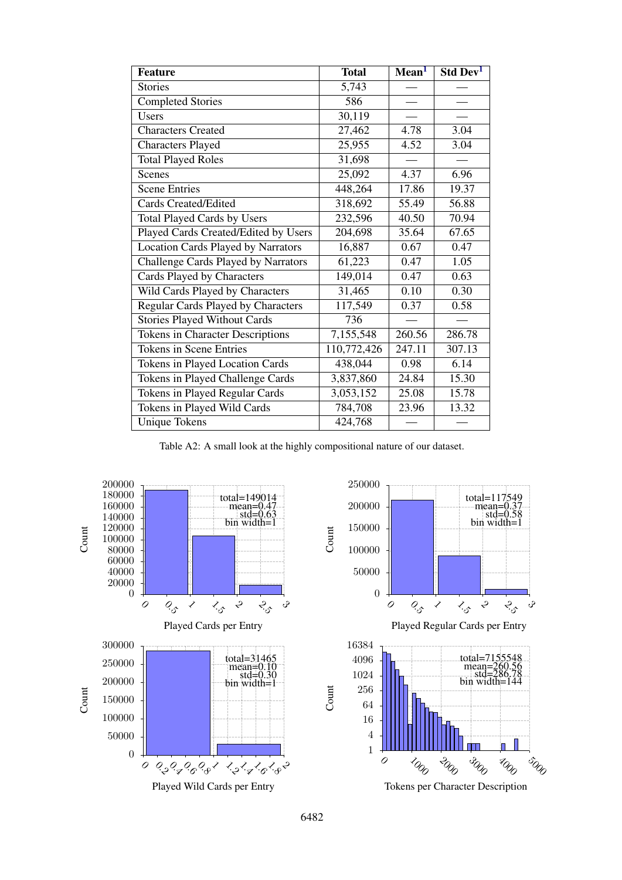| Feature | Total | Mean[1] | Std Dev[1] |
|---|---|---|---|
| Stories | 5,743 | — | — |
| Completed Stories | 586 | — | — |
| Users | 30,119 | — | — |
| Characters Created | 27,462 | 4.78 | 3.04 |
| Characters Played | 25,955 | 4.52 | 3.04 |
| Total Played Roles | 31,698 | — | — |
| Scenes | 25,092 | 4.37 | 6.96 |
| Scene Entries | 448,264 | 17.86 | 19.37 |
| Cards Created/Edited | 318,692 | 55.49 | 56.88 |
| Total Played Cards by Users | 232,596 | 40.50 | 70.94 |
| Played Cards Created/Edited by Users | 204,698 | 35.64 | 67.65 |
| Location Cards Played by Narrators | 16,887 | 0.67 | 0.47 |
| Challenge Cards Played by Narrators | 61,223 | 0.47 | 1.05 |
| Cards Played by Characters | 149,014 | 0.47 | 0.63 |
| Wild Cards Played by Characters | 31,465 | 0.10 | 0.30 |
| Regular Cards Played by Characters | 117,549 | 0.37 | 0.58 |
| Stories Played Without Cards | 736 | — | — |
| Tokens in Character Descriptions | 7,155,548 | 260.56 | 286.78 |
| Tokens in Scene Entries | 110,772,426 | 247.11 | 307.13 |
| Tokens in Played Location Cards | 438,044 | 0.98 | 6.14 |
| Tokens in Played Challenge Cards | 3,837,860 | 24.84 | 15.30 |
| Tokens in Played Regular Cards | 3,053,152 | 25.08 | 15.78 |
| Tokens in Played Wild Cards | 784,708 | 23.96 | 13.32 |
| Unique Tokens | 424,768 | — | — |

Table A2: A small look at the highly compositional nature of our dataset.

Played Cards per Entry (total=149014, mean=0.47, std=0.63, bin width=1)

Played Regular Cards per Entry (total=117549, mean=0.37, std=0.58, bin width=1)

Played Wild Cards per Entry (total=31465, mean=0.10, std=0.30, bin width=1)

Tokens per Character Description (total=7155548, mean=260.56, std=286.78, bin width=144)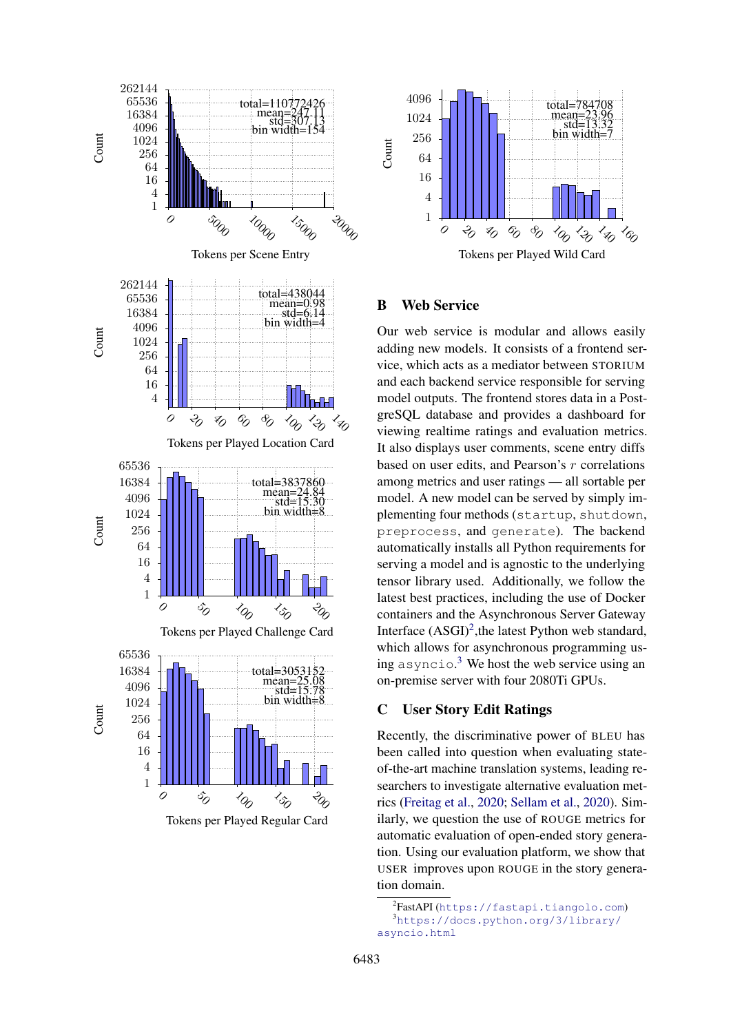## B Web Service

Our web service is modular and allows easily adding new models. It consists of a frontend service, which acts as a mediator between STORIUM and each backend service responsible for serving model outputs. The frontend stores data in a PostgreSQL database and provides a dashboard for viewing realtime ratings and evaluation metrics. It also displays user comments, scene entry diffs based on user edits, and Pearson's $r$ correlations among metrics and user ratings — all sortable per model. A new model can be served by simply implementing four methods (`startup`, `shutdown`, `preprocess`, and `generate`). The backend automatically installs all Python requirements for serving a model and is agnostic to the underlying tensor library used. Additionally, we follow the latest best practices, including the use of Docker containers and the Asynchronous Server Gateway Interface (ASGI)[2],the latest Python web standard, which allows for asynchronous programming using `asyncio`.[3] We host the web service using an on-premise server with four 2080Ti GPUs.

## C User Story Edit Ratings

Recently, the discriminative power of BLEU has been called into question when evaluating state-of-the-art machine translation systems, leading researchers to investigate alternative evaluation metrics (Freitag et al., 2020; Sellam et al., 2020). Similarly, we question the use of ROUGE metrics for automatic evaluation of open-ended story generation. Using our evaluation platform, we show that USER improves upon ROUGE in the story generation domain.

[2] FastAPI (https://fastapi.tiangolo.com)

[3] https://docs.python.org/3/library/asyncio.html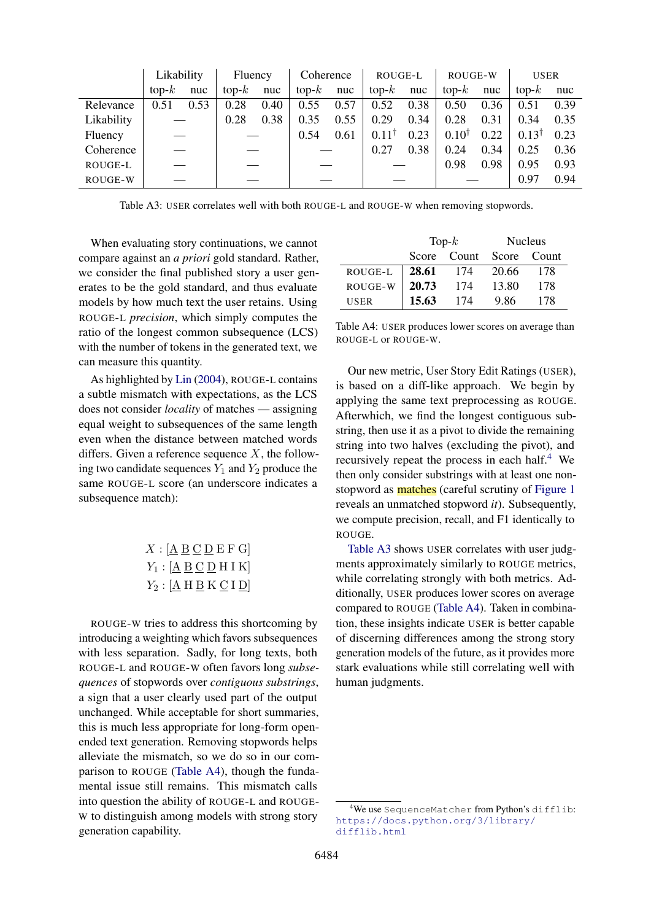| | Likability | | Fluency | | Coherence | | ROUGE-L | | ROUGE-W | | USER | |
|---|---|---|---|---|---|---|---|---|---|---|---|---|
| | top-$k$ | nuc | top-$k$ | nuc | top-$k$ | nuc | top-$k$ | nuc | top-$k$ | nuc | top-$k$ | nuc |
| Relevance | 0.51 | 0.53 | 0.28 | 0.40 | 0.55 | 0.57 | 0.52 | 0.38 | 0.50 | 0.36 | 0.51 | 0.39 |
| Likability | — | | 0.28 | 0.38 | 0.35 | 0.55 | 0.29 | 0.34 | 0.28 | 0.31 | 0.34 | 0.35 |
| Fluency | — | | — | | 0.54 | 0.61 | $0.11^{\dagger}$ | 0.23 | $0.10^{\dagger}$ | 0.22 | $0.13^{\dagger}$ | 0.23 |
| Coherence | — | | — | | — | | 0.27 | 0.38 | 0.24 | 0.34 | 0.25 | 0.36 |
| ROUGE-L | — | | — | | — | | — | | 0.98 | 0.98 | 0.95 | 0.93 |
| ROUGE-W | — | | — | | — | | — | | — | | 0.97 | 0.94 |

Table A3: USER correlates well with both ROUGE-L and ROUGE-W when removing stopwords.

When evaluating story continuations, we cannot compare against an *a priori* gold standard. Rather, we consider the final published story a user generates to be the gold standard, and thus evaluate models by how much text the user retains. Using ROUGE-L *precision*, which simply computes the ratio of the longest common subsequence (LCS) with the number of tokens in the generated text, we can measure this quantity.

As highlighted by Lin (2004), ROUGE-L contains a subtle mismatch with expectations, as the LCS does not consider *locality* of matches — assigning equal weight to subsequences of the same length even when the distance between matched words differs. Given a reference sequence $X$, the following two candidate sequences $Y_1$ and $Y_2$ produce the same ROUGE-L score (an underscore indicates a subsequence match):

$$X : [\underline{A}\ \underline{B}\ \underline{C}\ \underline{D}\ E\ F\ G]$$
$$Y_1 : [\underline{A}\ \underline{B}\ \underline{C}\ \underline{D}\ H\ I\ K]$$
$$Y_2 : [\underline{A}\ H\ \underline{B}\ K\ \underline{C}\ I\ \underline{D}]$$

ROUGE-W tries to address this shortcoming by introducing a weighting which favors subsequences with less separation. Sadly, for long texts, both ROUGE-L and ROUGE-W often favors long *subsequences* of stopwords over *contiguous substrings*, a sign that a user clearly used part of the output unchanged. While acceptable for short summaries, this is much less appropriate for long-form open-ended text generation. Removing stopwords helps alleviate the mismatch, so we do so in our comparison to ROUGE (Table A4), though the fundamental issue still remains. This mismatch calls into question the ability of ROUGE-L and ROUGE-W to distinguish among models with strong story generation capability.

| | Top-$k$ | | Nucleus | |
|---|---|---|---|---|
| | Score | Count | Score | Count |
| ROUGE-L | **28.61** | 174 | 20.66 | 178 |
| ROUGE-W | **20.73** | 174 | 13.80 | 178 |
| USER | **15.63** | 174 | 9.86 | 178 |

Table A4: USER produces lower scores on average than ROUGE-L or ROUGE-W.

Our new metric, User Story Edit Ratings (USER), is based on a diff-like approach. We begin by applying the same text preprocessing as ROUGE. Afterwhich, we find the longest contiguous substring, then use it as a pivot to divide the remaining string into two halves (excluding the pivot), and recursively repeat the process in each half.[4] We then only consider substrings with at least one non-stopword as matches (careful scrutiny of Figure 1 reveals an unmatched stopword *it*). Subsequently, we compute precision, recall, and F1 identically to ROUGE.

Table A3 shows USER correlates with user judgments approximately similarly to ROUGE metrics, while correlating strongly with both metrics. Additionally, USER produces lower scores on average compared to ROUGE (Table A4). Taken in combination, these insights indicate USER is better capable of discerning differences among the strong story generation models of the future, as it provides more stark evaluations while still correlating well with human judgments.

[4] We use `SequenceMatcher` from Python's `difflib`: https://docs.python.org/3/library/difflib.html